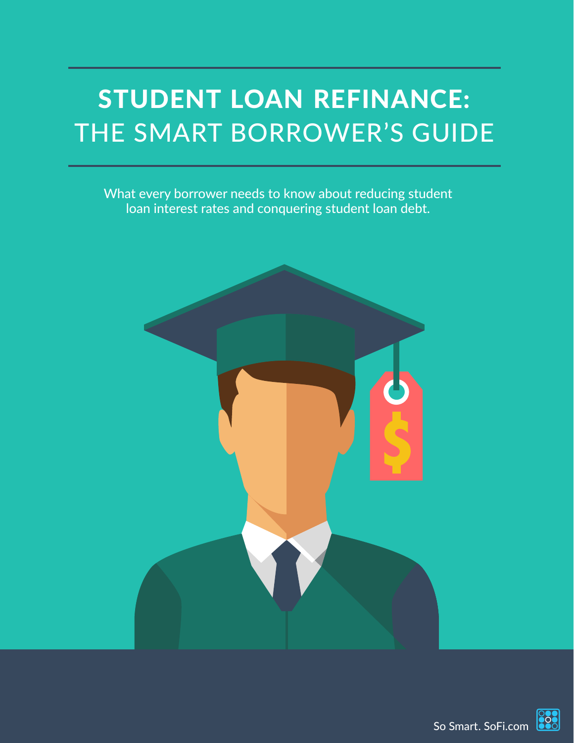# STUDENT LOAN REFINANCE:
# THE SMART BORROWER'S GUIDE

What every borrower needs to know about reducing student loan interest rates and conquering student loan debt.

So Smart. SoFi.com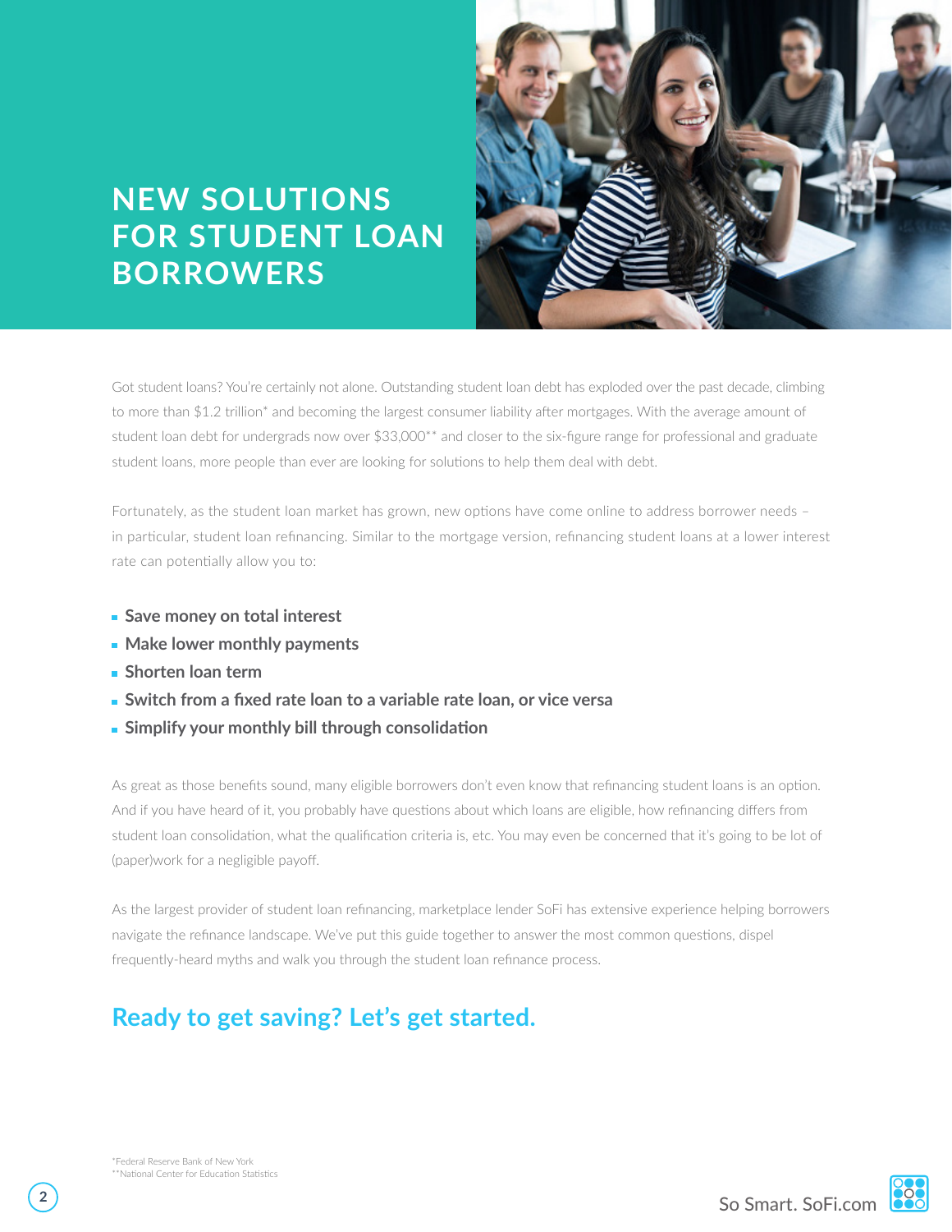# NEW SOLUTIONS FOR STUDENT LOAN BORROWERS

Got student loans? You're certainly not alone. Outstanding student loan debt has exploded over the past decade, climbing to more than $1.2 trillion* and becoming the largest consumer liability after mortgages. With the average amount of student loan debt for undergrads now over $33,000** and closer to the six-figure range for professional and graduate student loans, more people than ever are looking for solutions to help them deal with debt.

Fortunately, as the student loan market has grown, new options have come online to address borrower needs – in particular, student loan refinancing. Similar to the mortgage version, refinancing student loans at a lower interest rate can potentially allow you to:

- **Save money on total interest**
- **Make lower monthly payments**
- **Shorten loan term**
- **Switch from a fixed rate loan to a variable rate loan, or vice versa**
- **Simplify your monthly bill through consolidation**

As great as those benefits sound, many eligible borrowers don't even know that refinancing student loans is an option. And if you have heard of it, you probably have questions about which loans are eligible, how refinancing differs from student loan consolidation, what the qualification criteria is, etc. You may even be concerned that it's going to be lot of (paper)work for a negligible payoff.

As the largest provider of student loan refinancing, marketplace lender SoFi has extensive experience helping borrowers navigate the refinance landscape. We've put this guide together to answer the most common questions, dispel frequently-heard myths and walk you through the student loan refinance process.

## Ready to get saving? Let's get started.

*Federal Reserve Bank of New York
**National Center for Education Statistics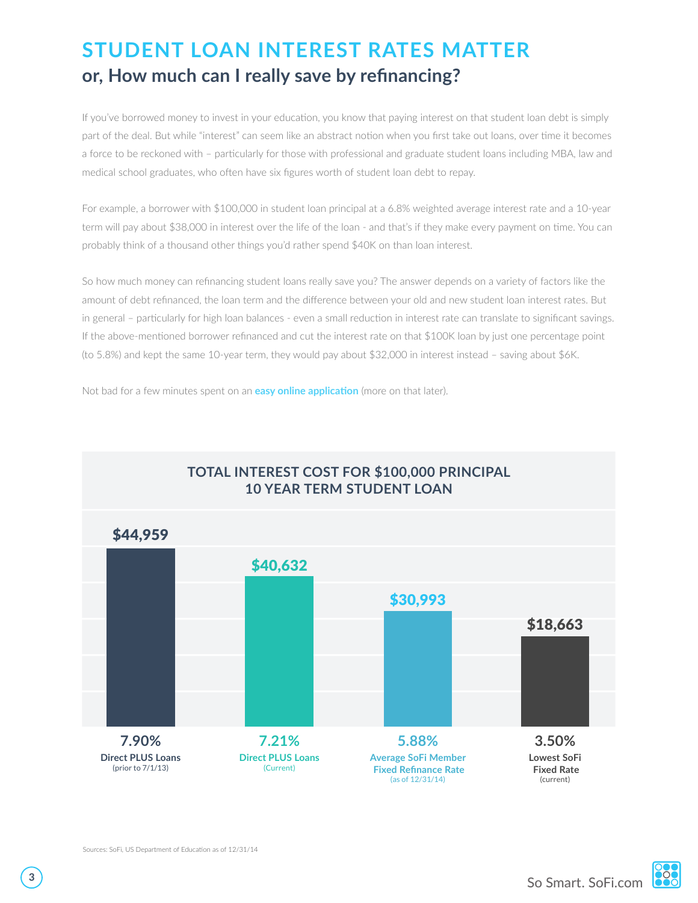# STUDENT LOAN INTEREST RATES MATTER

## or, How much can I really save by refinancing?

If you've borrowed money to invest in your education, you know that paying interest on that student loan debt is simply part of the deal. But while "interest" can seem like an abstract notion when you first take out loans, over time it becomes a force to be reckoned with – particularly for those with professional and graduate student loans including MBA, law and medical school graduates, who often have six figures worth of student loan debt to repay.

For example, a borrower with $100,000 in student loan principal at a 6.8% weighted average interest rate and a 10-year term will pay about $38,000 in interest over the life of the loan - and that's if they make every payment on time. You can probably think of a thousand other things you'd rather spend $40K on than loan interest.

So how much money can refinancing student loans really save you? The answer depends on a variety of factors like the amount of debt refinanced, the loan term and the difference between your old and new student loan interest rates. But in general – particularly for high loan balances - even a small reduction in interest rate can translate to significant savings. If the above-mentioned borrower refinanced and cut the interest rate on that $100K loan by just one percentage point (to 5.8%) and kept the same 10-year term, they would pay about $32,000 in interest instead – saving about $6K.

Not bad for a few minutes spent on an **easy online application** (more on that later).

**TOTAL INTEREST COST FOR $100,000 PRINCIPAL 10 YEAR TERM STUDENT LOAN**

$44,959
7.90%
Direct PLUS Loans
(prior to 7/1/13)

$40,632
7.21%
Direct PLUS Loans
(Current)

$30,993
5.88%
Average SoFi Member Fixed Refinance Rate
(as of 12/31/14)

$18,663
3.50%
Lowest SoFi Fixed Rate
(current)

Sources: SoFi, US Department of Education as of 12/31/14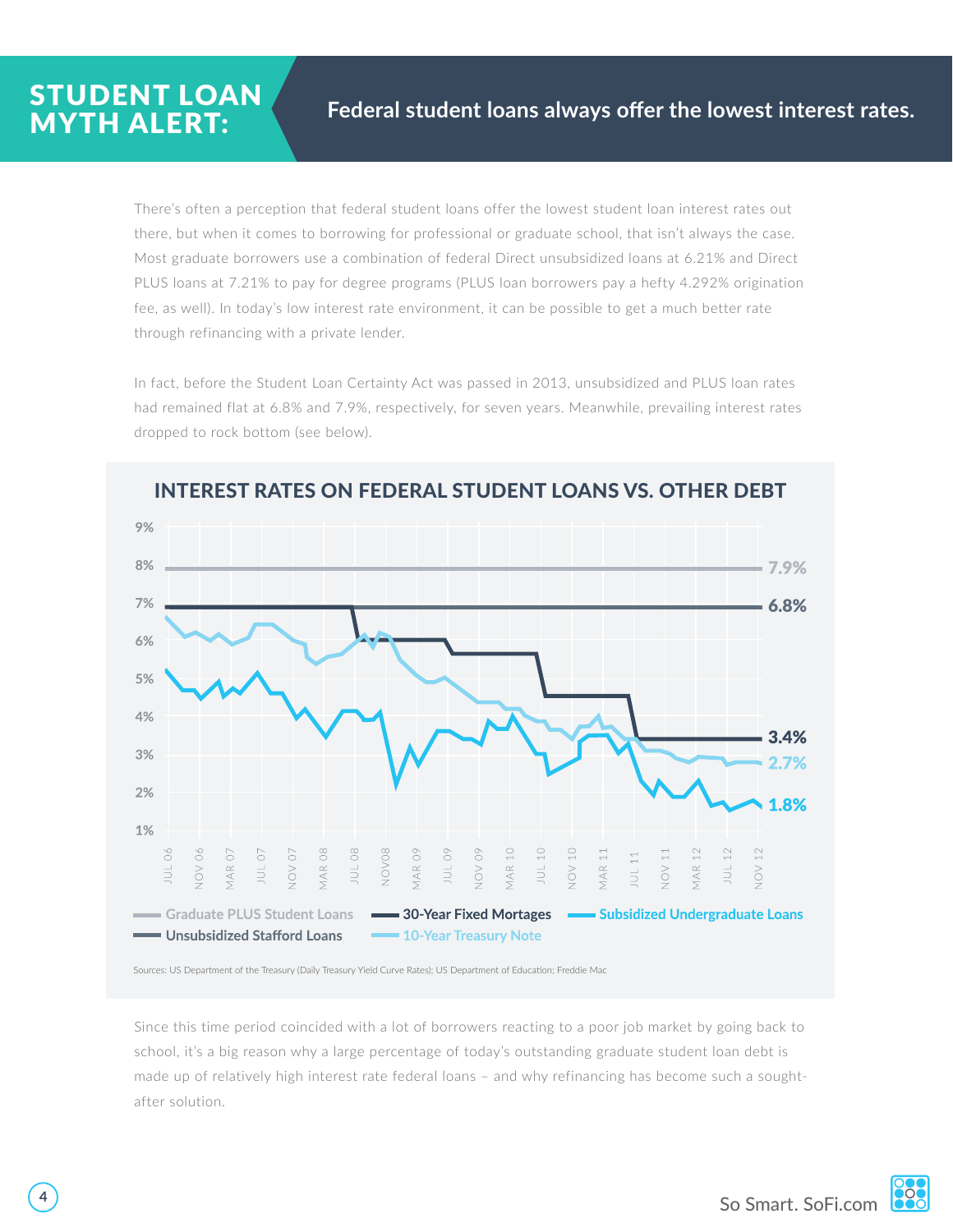# STUDENT LOAN MYTH ALERT:

**Federal student loans always offer the lowest interest rates.**

There's often a perception that federal student loans offer the lowest student loan interest rates out there, but when it comes to borrowing for professional or graduate school, that isn't always the case. Most graduate borrowers use a combination of federal Direct unsubsidized loans at 6.21% and Direct PLUS loans at 7.21% to pay for degree programs (PLUS loan borrowers pay a hefty 4.292% origination fee, as well). In today's low interest rate environment, it can be possible to get a much better rate through refinancing with a private lender.

In fact, before the Student Loan Certainty Act was passed in 2013, unsubsidized and PLUS loan rates had remained flat at 6.8% and 7.9%, respectively, for seven years. Meanwhile, prevailing interest rates dropped to rock bottom (see below).

## INTEREST RATES ON FEDERAL STUDENT LOANS VS. OTHER DEBT

9%
8%
7%
6%
5%
4%
3%
2%
1%

7.9%
6.8%
3.4%
2.7%
1.8%

JUL 06, NOV 06, MAR 07, JUL 07, NOV 07, MAR 08, JUL 08, NOV08, MAR 09, JUL 09, NOV 09, MAR 10, JUL 10, NOV 10, MAR 11, JUL 11, NOV 11, MAR 12, JUL 12, NOV 12

Graduate PLUS Student Loans
30-Year Fixed Mortages
Subsidized Undergraduate Loans
Unsubsidized Stafford Loans
10-Year Treasury Note

Sources: US Department of the Treasury (Daily Treasury Yield Curve Rates); US Department of Education; Freddie Mac

Since this time period coincided with a lot of borrowers reacting to a poor job market by going back to school, it's a big reason why a large percentage of today's outstanding graduate student loan debt is made up of relatively high interest rate federal loans – and why refinancing has become such a sought-after solution.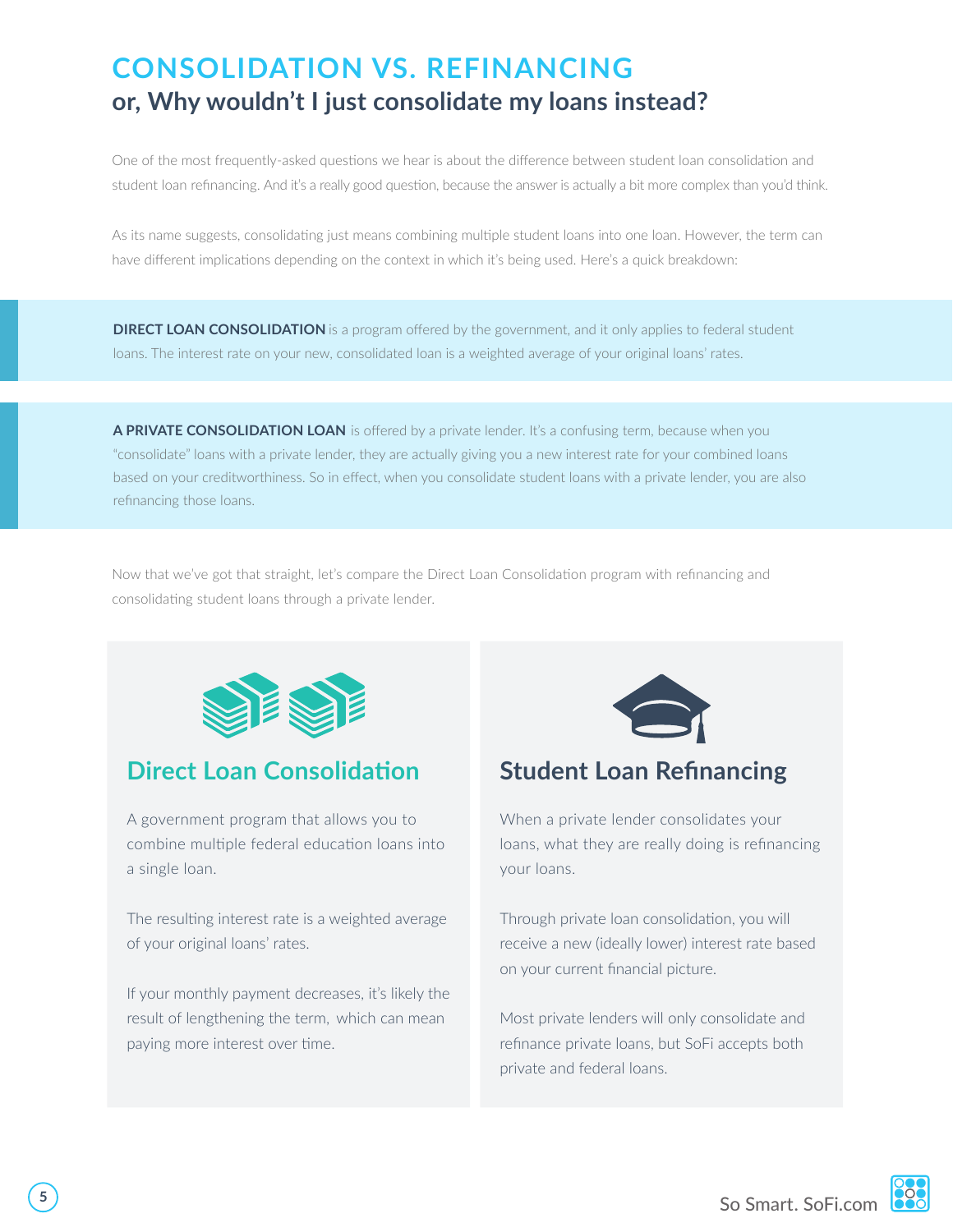# CONSOLIDATION VS. REFINANCING

## or, Why wouldn't I just consolidate my loans instead?

One of the most frequently-asked questions we hear is about the difference between student loan consolidation and student loan refinancing. And it's a really good question, because the answer is actually a bit more complex than you'd think.

As its name suggests, consolidating just means combining multiple student loans into one loan. However, the term can have different implications depending on the context in which it's being used. Here's a quick breakdown:

**DIRECT LOAN CONSOLIDATION** is a program offered by the government, and it only applies to federal student loans. The interest rate on your new, consolidated loan is a weighted average of your original loans' rates.

**A PRIVATE CONSOLIDATION LOAN** is offered by a private lender. It's a confusing term, because when you "consolidate" loans with a private lender, they are actually giving you a new interest rate for your combined loans based on your creditworthiness. So in effect, when you consolidate student loans with a private lender, you are also refinancing those loans.

Now that we've got that straight, let's compare the Direct Loan Consolidation program with refinancing and consolidating student loans through a private lender.

### Direct Loan Consolidation

A government program that allows you to combine multiple federal education loans into a single loan.

The resulting interest rate is a weighted average of your original loans' rates.

If your monthly payment decreases, it's likely the result of lengthening the term, which can mean paying more interest over time.

### Student Loan Refinancing

When a private lender consolidates your loans, what they are really doing is refinancing your loans.

Through private loan consolidation, you will receive a new (ideally lower) interest rate based on your current financial picture.

Most private lenders will only consolidate and refinance private loans, but SoFi accepts both private and federal loans.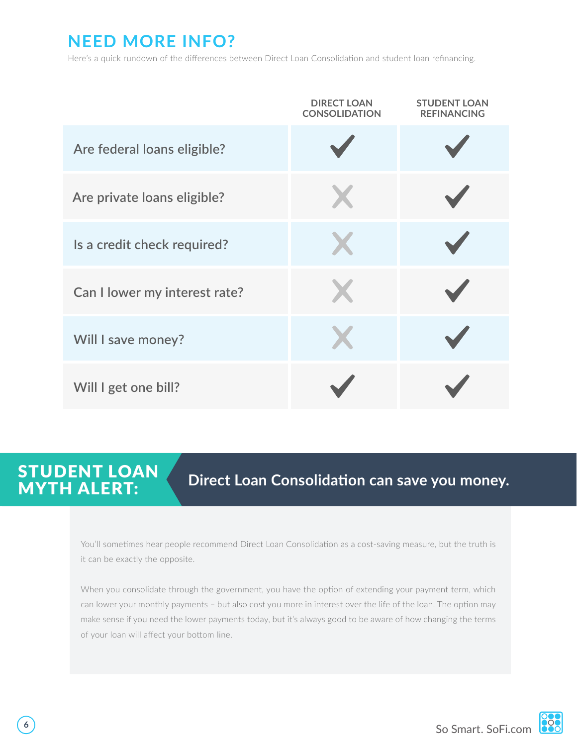## NEED MORE INFO?

Here's a quick rundown of the differences between Direct Loan Consolidation and student loan refinancing.

| | DIRECT LOAN CONSOLIDATION | STUDENT LOAN REFINANCING |
|---|---|---|
| Are federal loans eligible? | ✓ | ✓ |
| Are private loans eligible? | ✗ | ✓ |
| Is a credit check required? | ✗ | ✓ |
| Can I lower my interest rate? | ✗ | ✓ |
| Will I save money? | ✗ | ✓ |
| Will I get one bill? | ✓ | ✓ |

## STUDENT LOAN MYTH ALERT:

**Direct Loan Consolidation can save you money.**

You'll sometimes hear people recommend Direct Loan Consolidation as a cost-saving measure, but the truth is it can be exactly the opposite.

When you consolidate through the government, you have the option of extending your payment term, which can lower your monthly payments – but also cost you more in interest over the life of the loan. The option may make sense if you need the lower payments today, but it's always good to be aware of how changing the terms of your loan will affect your bottom line.

So Smart. SoFi.com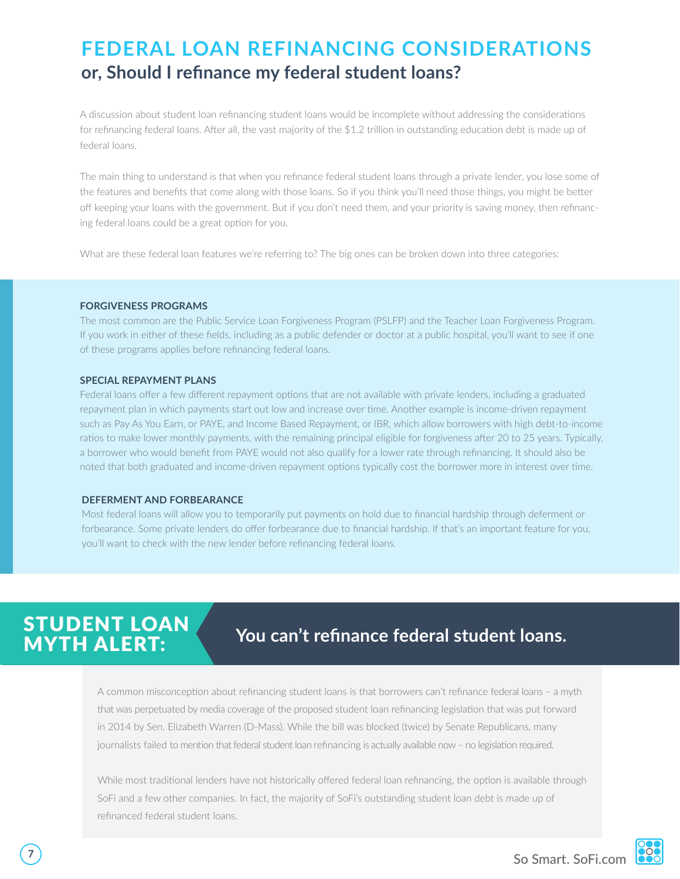# FEDERAL LOAN REFINANCING CONSIDERATIONS

## or, Should I refinance my federal student loans?

A discussion about student loan refinancing student loans would be incomplete without addressing the considerations for refinancing federal loans. After all, the vast majority of the $1.2 trillion in outstanding education debt is made up of federal loans.

The main thing to understand is that when you refinance federal student loans through a private lender, you lose some of the features and benefits that come along with those loans. So if you think you'll need those things, you might be better off keeping your loans with the government. But if you don't need them, and your priority is saving money, then refinancing federal loans could be a great option for you.

What are these federal loan features we're referring to? The big ones can be broken down into three categories:

**FORGIVENESS PROGRAMS**

The most common are the Public Service Loan Forgiveness Program (PSLFP) and the Teacher Loan Forgiveness Program. If you work in either of these fields, including as a public defender or doctor at a public hospital, you'll want to see if one of these programs applies before refinancing federal loans.

**SPECIAL REPAYMENT PLANS**

Federal loans offer a few different repayment options that are not available with private lenders, including a graduated repayment plan in which payments start out low and increase over time. Another example is income-driven repayment such as Pay As You Earn, or PAYE, and Income Based Repayment, or IBR, which allow borrowers with high debt-to-income ratios to make lower monthly payments, with the remaining principal eligible for forgiveness after 20 to 25 years. Typically, a borrower who would benefit from PAYE would not also qualify for a lower rate through refinancing. It should also be noted that both graduated and income-driven repayment options typically cost the borrower more in interest over time.

**DEFERMENT AND FORBEARANCE**

Most federal loans will allow you to temporarily put payments on hold due to financial hardship through deferment or forbearance. Some private lenders do offer forbearance due to financial hardship. If that's an important feature for you, you'll want to check with the new lender before refinancing federal loans.

## STUDENT LOAN MYTH ALERT: You can't refinance federal student loans.

A common misconception about refinancing student loans is that borrowers can't refinance federal loans – a myth that was perpetuated by media coverage of the proposed student loan refinancing legislation that was put forward in 2014 by Sen. Elizabeth Warren (D-Mass). While the bill was blocked (twice) by Senate Republicans, many journalists failed to mention that federal student loan refinancing is actually available now – no legislation required.

While most traditional lenders have not historically offered federal loan refinancing, the option is available through SoFi and a few other companies. In fact, the majority of SoFi's outstanding student loan debt is made up of refinanced federal student loans.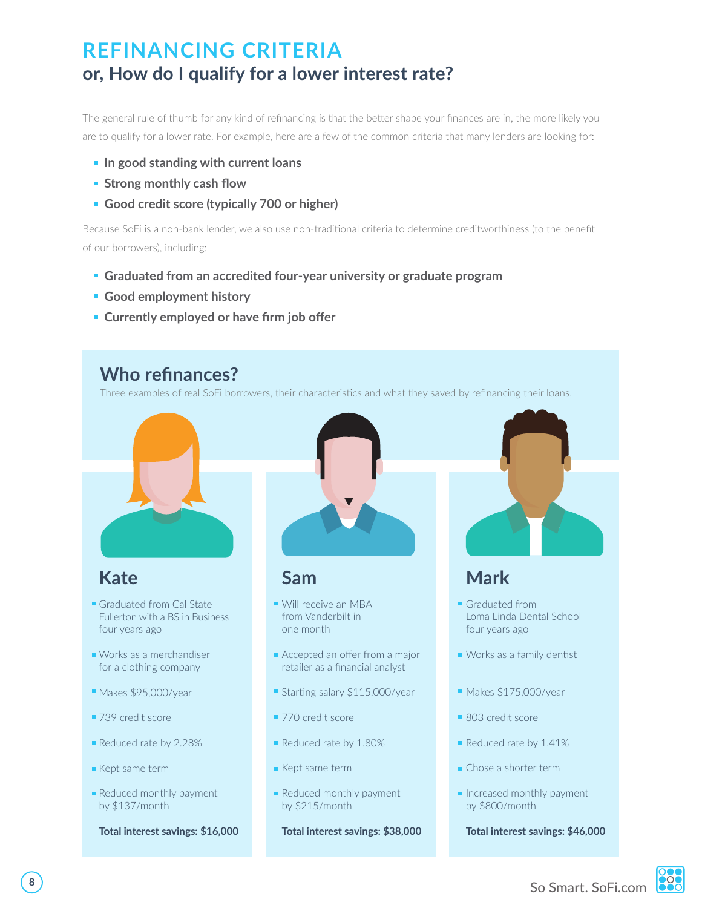# REFINANCING CRITERIA

## or, How do I qualify for a lower interest rate?

The general rule of thumb for any kind of refinancing is that the better shape your finances are in, the more likely you are to qualify for a lower rate. For example, here are a few of the common criteria that many lenders are looking for:

- **In good standing with current loans**
- **Strong monthly cash flow**
- **Good credit score (typically 700 or higher)**

Because SoFi is a non-bank lender, we also use non-traditional criteria to determine creditworthiness (to the benefit of our borrowers), including:

- **Graduated from an accredited four-year university or graduate program**
- **Good employment history**
- **Currently employed or have firm job offer**

## Who refinances?

Three examples of real SoFi borrowers, their characteristics and what they saved by refinancing their loans.

### Kate

- Graduated from Cal State Fullerton with a BS in Business four years ago
- Works as a merchandiser for a clothing company
- Makes $95,000/year
- 739 credit score
- Reduced rate by 2.28%
- Kept same term
- Reduced monthly payment by $137/month

**Total interest savings: $16,000**

### Sam

- Will receive an MBA from Vanderbilt in one month
- Accepted an offer from a major retailer as a financial analyst
- Starting salary $115,000/year
- 770 credit score
- Reduced rate by 1.80%
- Kept same term
- Reduced monthly payment by $215/month

**Total interest savings: $38,000**

### Mark

- Graduated from Loma Linda Dental School four years ago
- Works as a family dentist
- Makes $175,000/year
- 803 credit score
- Reduced rate by 1.41%
- Chose a shorter term
- Increased monthly payment by $800/month

**Total interest savings: $46,000**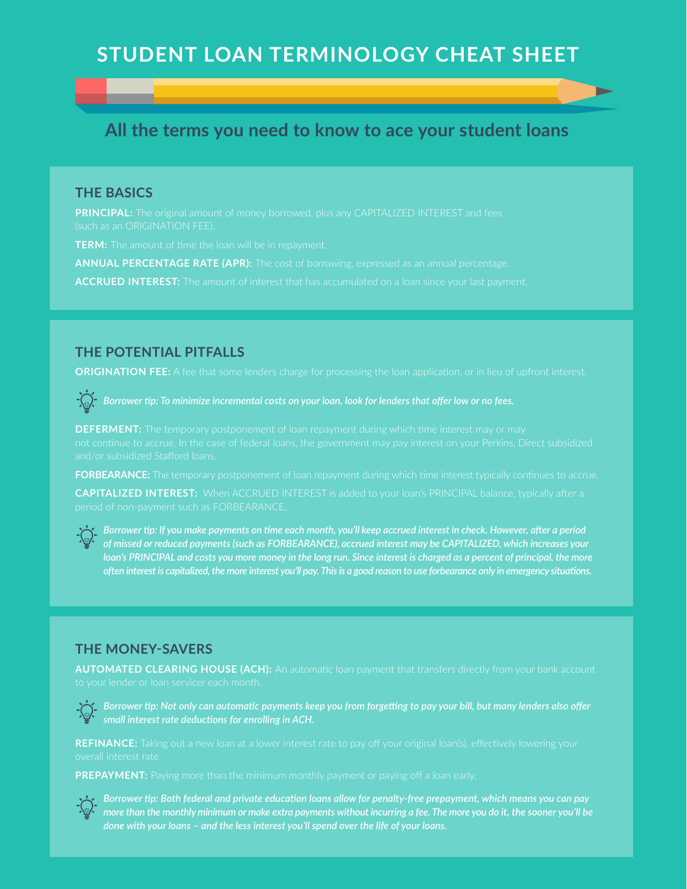# STUDENT LOAN TERMINOLOGY CHEAT SHEET

## All the terms you need to know to ace your student loans

### THE BASICS

**PRINCIPAL:** The original amount of money borrowed, plus any CAPITALIZED INTEREST and fees (such as an ORIGINATION FEE).

**TERM:** The amount of time the loan will be in repayment.

**ANNUAL PERCENTAGE RATE (APR):** The cost of borrowing, expressed as an annual percentage.

**ACCRUED INTEREST:** The amount of interest that has accumulated on a loan since your last payment.

### THE POTENTIAL PITFALLS

**ORIGINATION FEE:** A fee that some lenders charge for processing the loan application, or in lieu of upfront interest.

***Borrower tip: To minimize incremental costs on your loan, look for lenders that offer low or no fees.***

**DEFERMENT:** The temporary postponement of loan repayment during which time interest may or may not continue to accrue. In the case of federal loans, the government may pay interest on your Perkins, Direct subsidized and/or subsidized Stafford loans.

**FORBEARANCE:** The temporary postponement of loan repayment during which time interest typically continues to accrue.

**CAPITALIZED INTEREST:** When ACCRUED INTEREST is added to your loan's PRINCIPAL balance, typically after a period of non-payment such as FORBEARANCE.

***Borrower tip: If you make payments on time each month, you'll keep accrued interest in check. However, after a period of missed or reduced payments (such as FORBEARANCE), accrued interest may be CAPITALIZED, which increases your loan's PRINCIPAL and costs you more money in the long run. Since interest is charged as a percent of principal, the more often interest is capitalized, the more interest you'll pay. This is a good reason to use forbearance only in emergency situations.***

### THE MONEY-SAVERS

**AUTOMATED CLEARING HOUSE (ACH):** An automatic loan payment that transfers directly from your bank account to your lender or loan servicer each month.

***Borrower tip: Not only can automatic payments keep you from forgetting to pay your bill, but many lenders also offer small interest rate deductions for enrolling in ACH.***

**REFINANCE:** Taking out a new loan at a lower interest rate to pay off your original loan(s), effectively lowering your overall interest rate.

**PREPAYMENT:** Paying more than the minimum monthly payment or paying off a loan early.

***Borrower tip: Both federal and private education loans allow for penalty-free prepayment, which means you can pay more than the monthly minimum or make extra payments without incurring a fee. The more you do it, the sooner you'll be done with your loans – and the less interest you'll spend over the life of your loans.***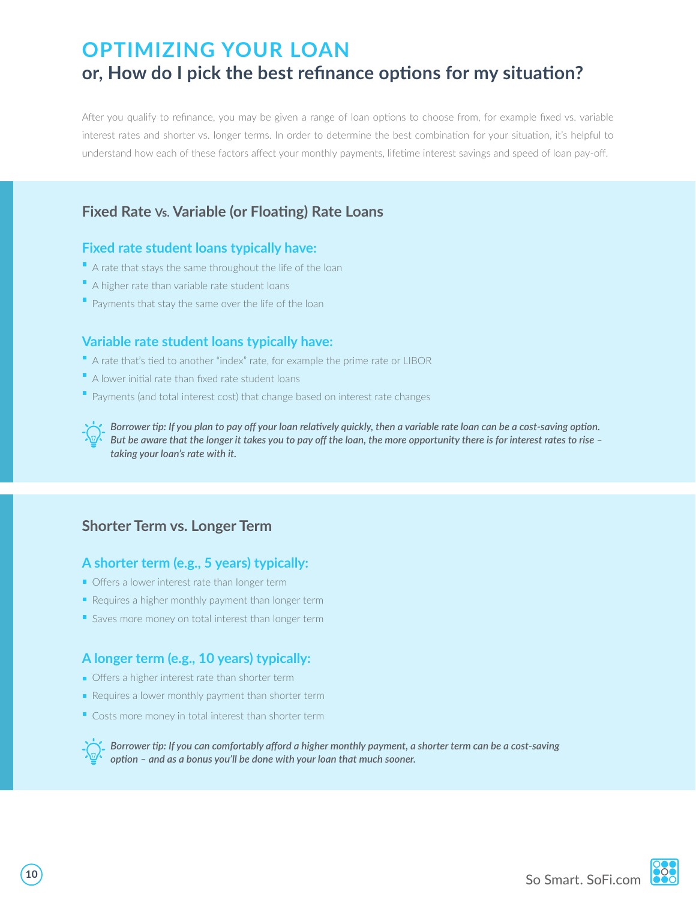# OPTIMIZING YOUR LOAN

## or, How do I pick the best refinance options for my situation?

After you qualify to refinance, you may be given a range of loan options to choose from, for example fixed vs. variable interest rates and shorter vs. longer terms. In order to determine the best combination for your situation, it's helpful to understand how each of these factors affect your monthly payments, lifetime interest savings and speed of loan pay-off.

## Fixed Rate Vs. Variable (or Floating) Rate Loans

### Fixed rate student loans typically have:

- A rate that stays the same throughout the life of the loan
- A higher rate than variable rate student loans
- Payments that stay the same over the life of the loan

### Variable rate student loans typically have:

- A rate that's tied to another "index" rate, for example the prime rate or LIBOR
- A lower initial rate than fixed rate student loans
- Payments (and total interest cost) that change based on interest rate changes

***Borrower tip: If you plan to pay off your loan relatively quickly, then a variable rate loan can be a cost-saving option. But be aware that the longer it takes you to pay off the loan, the more opportunity there is for interest rates to rise – taking your loan's rate with it.***

## Shorter Term vs. Longer Term

### A shorter term (e.g., 5 years) typically:

- Offers a lower interest rate than longer term
- Requires a higher monthly payment than longer term
- Saves more money on total interest than longer term

### A longer term (e.g., 10 years) typically:

- Offers a higher interest rate than shorter term
- Requires a lower monthly payment than shorter term
- Costs more money in total interest than shorter term

***Borrower tip: If you can comfortably afford a higher monthly payment, a shorter term can be a cost-saving option – and as a bonus you'll be done with your loan that much sooner.***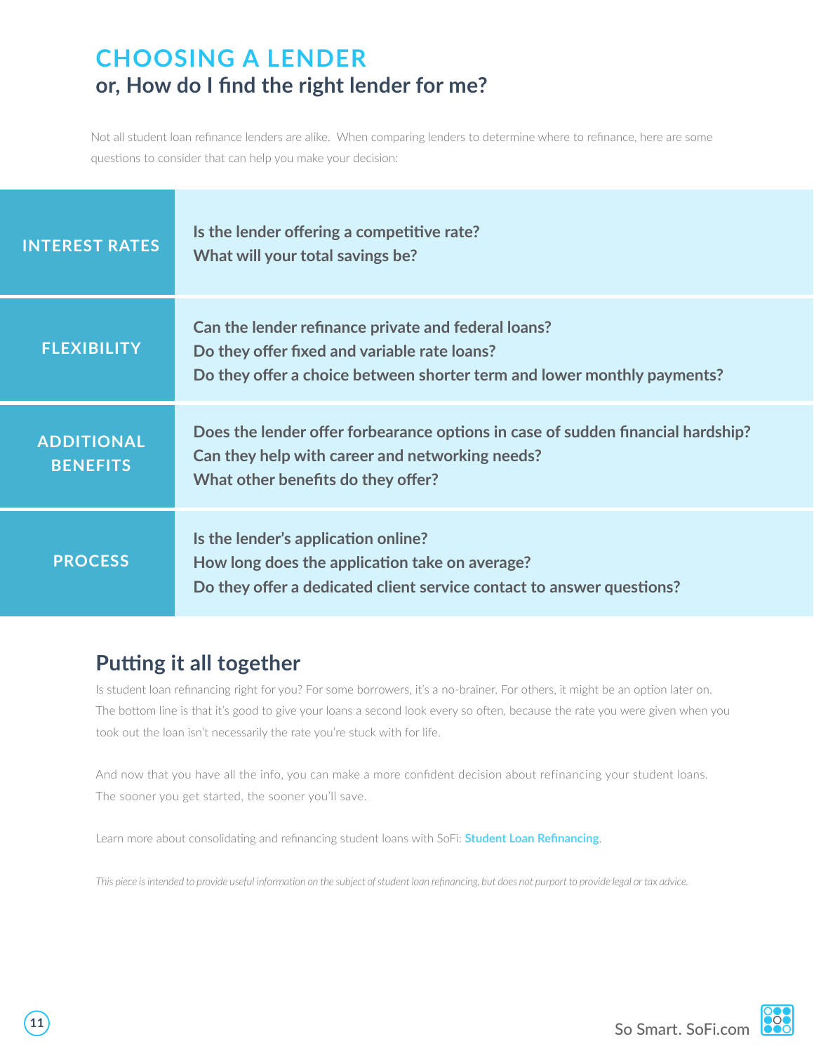# CHOOSING A LENDER
## or, How do I find the right lender for me?

Not all student loan refinance lenders are alike. When comparing lenders to determine where to refinance, here are some questions to consider that can help you make your decision:

| | |
|---|---|
| **INTEREST RATES** | **Is the lender offering a competitive rate?**<br>**What will your total savings be?** |
| **FLEXIBILITY** | **Can the lender refinance private and federal loans?**<br>**Do they offer fixed and variable rate loans?**<br>**Do they offer a choice between shorter term and lower monthly payments?** |
| **ADDITIONAL BENEFITS** | **Does the lender offer forbearance options in case of sudden financial hardship?**<br>**Can they help with career and networking needs?**<br>**What other benefits do they offer?** |
| **PROCESS** | **Is the lender's application online?**<br>**How long does the application take on average?**<br>**Do they offer a dedicated client service contact to answer questions?** |

## Putting it all together

Is student loan refinancing right for you? For some borrowers, it's a no-brainer. For others, it might be an option later on. The bottom line is that it's good to give your loans a second look every so often, because the rate you were given when you took out the loan isn't necessarily the rate you're stuck with for life.

And now that you have all the info, you can make a more confident decision about refinancing your student loans. The sooner you get started, the sooner you'll save.

Learn more about consolidating and refinancing student loans with SoFi: **Student Loan Refinancing**.

*This piece is intended to provide useful information on the subject of student loan refinancing, but does not purport to provide legal or tax advice.*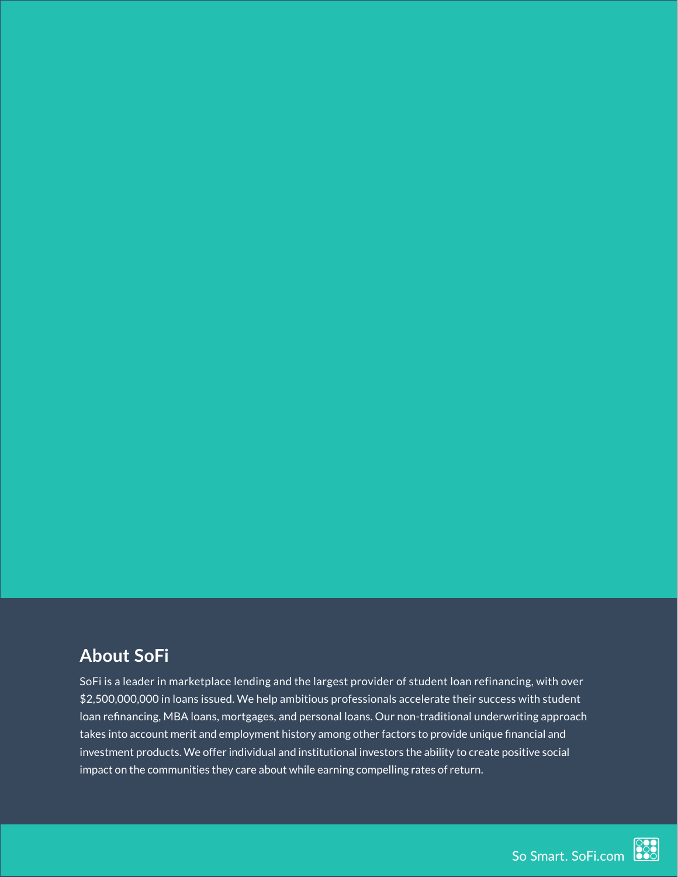## About SoFi

SoFi is a leader in marketplace lending and the largest provider of student loan refinancing, with over $2,500,000,000 in loans issued. We help ambitious professionals accelerate their success with student loan refinancing, MBA loans, mortgages, and personal loans. Our non-traditional underwriting approach takes into account merit and employment history among other factors to provide unique financial and investment products. We offer individual and institutional investors the ability to create positive social impact on the communities they care about while earning compelling rates of return.

So Smart. SoFi.com